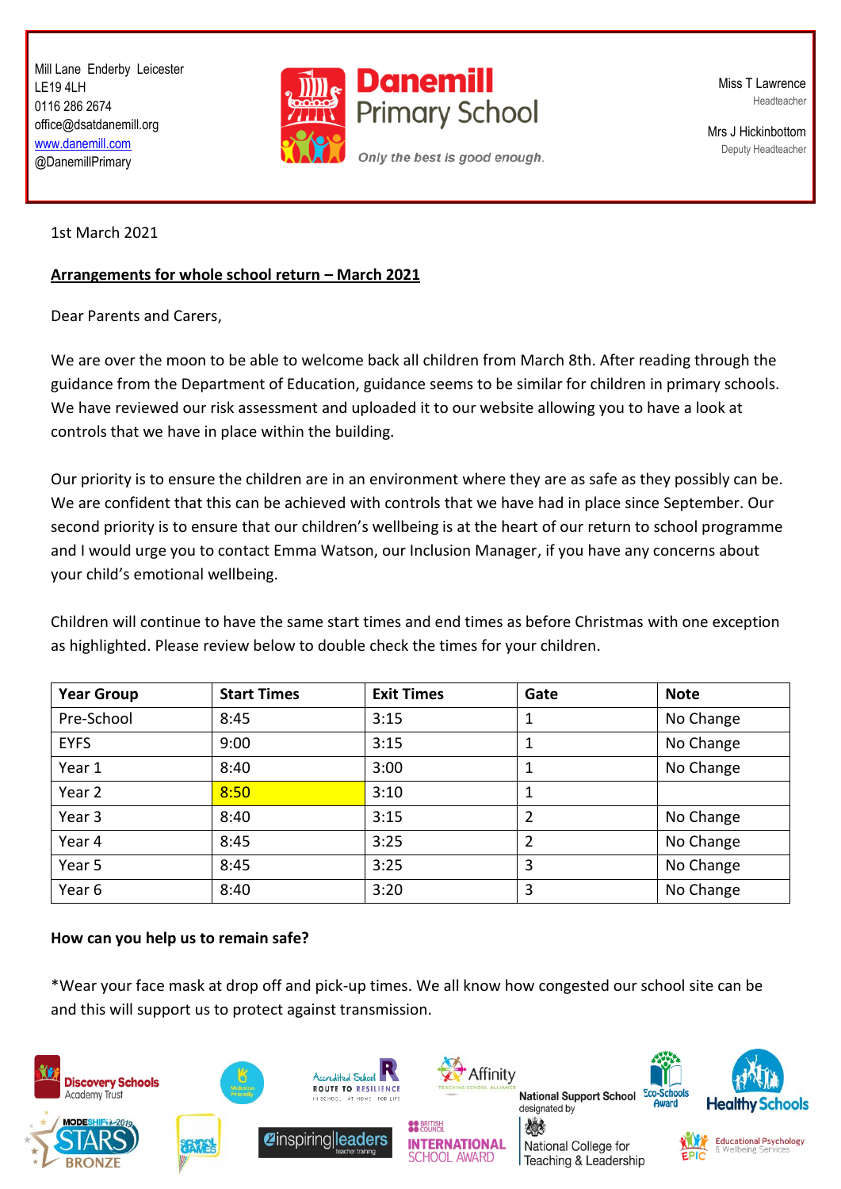Mill Lane Enderby Leicester
LE19 4LH
0116 286 2674
office@dsatdanemill.org
www.danemill.com
@DanemillPrimary

**Danemill Primary School**

*Only the best is good enough.*

Miss T Lawrence
Headteacher

Mrs J Hickinbottom
Deputy Headteacher

1st March 2021

**Arrangements for whole school return – March 2021**

Dear Parents and Carers,

We are over the moon to be able to welcome back all children from March 8th. After reading through the guidance from the Department of Education, guidance seems to be similar for children in primary schools. We have reviewed our risk assessment and uploaded it to our website allowing you to have a look at controls that we have in place within the building.

Our priority is to ensure the children are in an environment where they are as safe as they possibly can be. We are confident that this can be achieved with controls that we have had in place since September. Our second priority is to ensure that our children's wellbeing is at the heart of our return to school programme and I would urge you to contact Emma Watson, our Inclusion Manager, if you have any concerns about your child's emotional wellbeing.

Children will continue to have the same start times and end times as before Christmas with one exception as highlighted. Please review below to double check the times for your children.

| Year Group | Start Times | Exit Times | Gate | Note |
|---|---|---|---|---|
| Pre-School | 8:45 | 3:15 | 1 | No Change |
| EYFS | 9:00 | 3:15 | 1 | No Change |
| Year 1 | 8:40 | 3:00 | 1 | No Change |
| Year 2 | 8:50 | 3:10 | 1 | |
| Year 3 | 8:40 | 3:15 | 2 | No Change |
| Year 4 | 8:45 | 3:25 | 2 | No Change |
| Year 5 | 8:45 | 3:25 | 3 | No Change |
| Year 6 | 8:40 | 3:20 | 3 | No Change |

**How can you help us to remain safe?**

*Wear your face mask at drop off and pick-up times. We all know how congested our school site can be and this will support us to protect against transmission.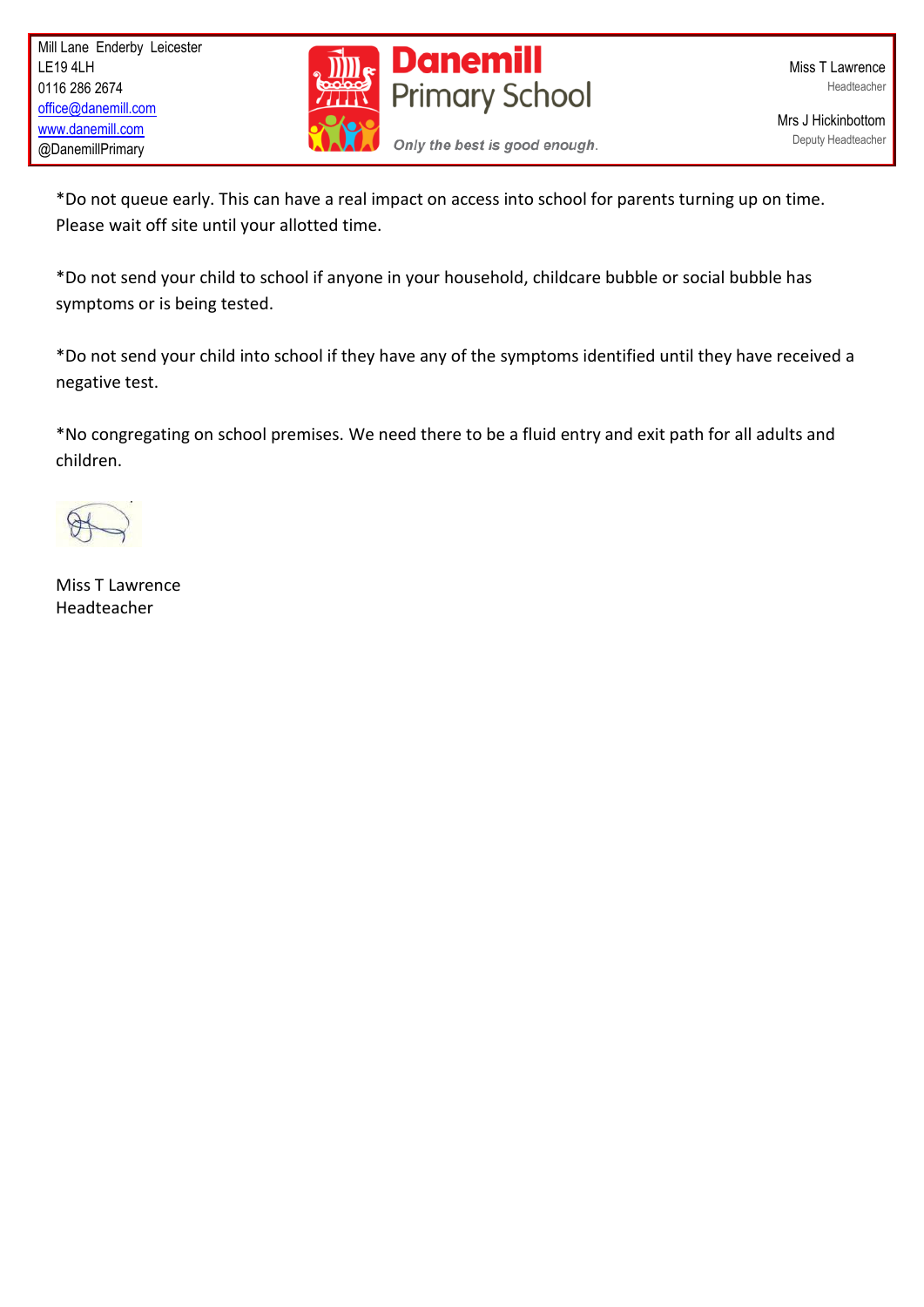*Do not queue early. This can have a real impact on access into school for parents turning up on time. Please wait off site until your allotted time.

*Do not send your child to school if anyone in your household, childcare bubble or social bubble has symptoms or is being tested.

*Do not send your child into school if they have any of the symptoms identified until they have received a negative test.

*No congregating on school premises. We need there to be a fluid entry and exit path for all adults and children.

Miss T Lawrence
Headteacher